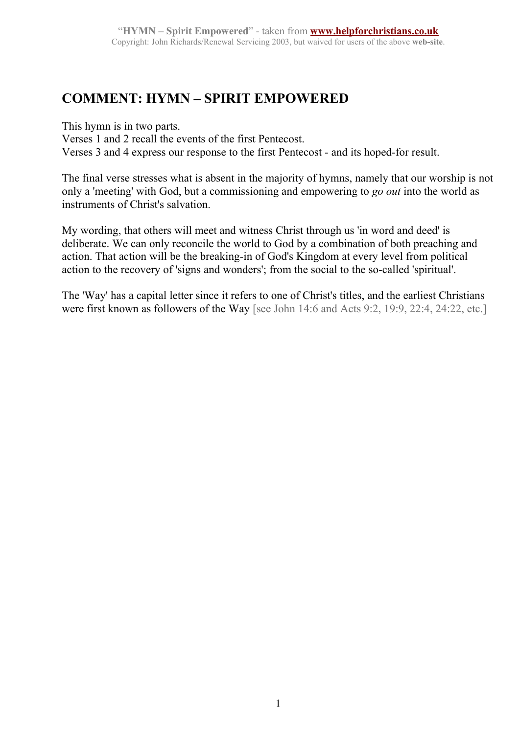# COMMENT: HYMN – SPIRIT EMPOWERED

This hymn is in two parts.
Verses 1 and 2 recall the events of the first Pentecost.
Verses 3 and 4 express our response to the first Pentecost - and its hoped-for result.

The final verse stresses what is absent in the majority of hymns, namely that our worship is not only a 'meeting' with God, but a commissioning and empowering to *go out* into the world as instruments of Christ's salvation.

My wording, that others will meet and witness Christ through us 'in word and deed' is deliberate. We can only reconcile the world to God by a combination of both preaching and action. That action will be the breaking-in of God's Kingdom at every level from political action to the recovery of 'signs and wonders'; from the social to the so-called 'spiritual'.

The 'Way' has a capital letter since it refers to one of Christ's titles, and the earliest Christians were first known as followers of the Way [see John 14:6 and Acts 9:2, 19:9, 22:4, 24:22, etc.]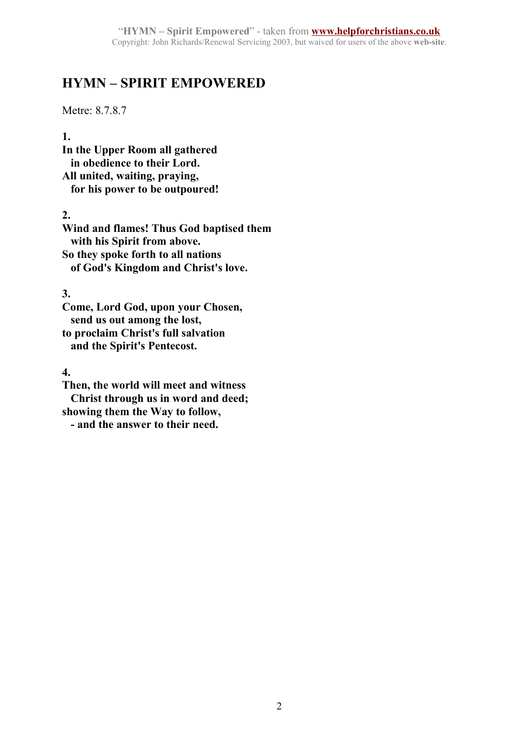# HYMN – SPIRIT EMPOWERED

Metre: 8.7.8.7

**1.**

**In the Upper Room all gathered**
**in obedience to their Lord.**
**All united, waiting, praying,**
**for his power to be outpoured!**

**2.**

**Wind and flames! Thus God baptised them**
**with his Spirit from above.**
**So they spoke forth to all nations**
**of God's Kingdom and Christ's love.**

**3.**

**Come, Lord God, upon your Chosen,**
**send us out among the lost,**
**to proclaim Christ's full salvation**
**and the Spirit's Pentecost.**

**4.**

**Then, the world will meet and witness**
**Christ through us in word and deed;**
**showing them the Way to follow,**
**- and the answer to their need.**